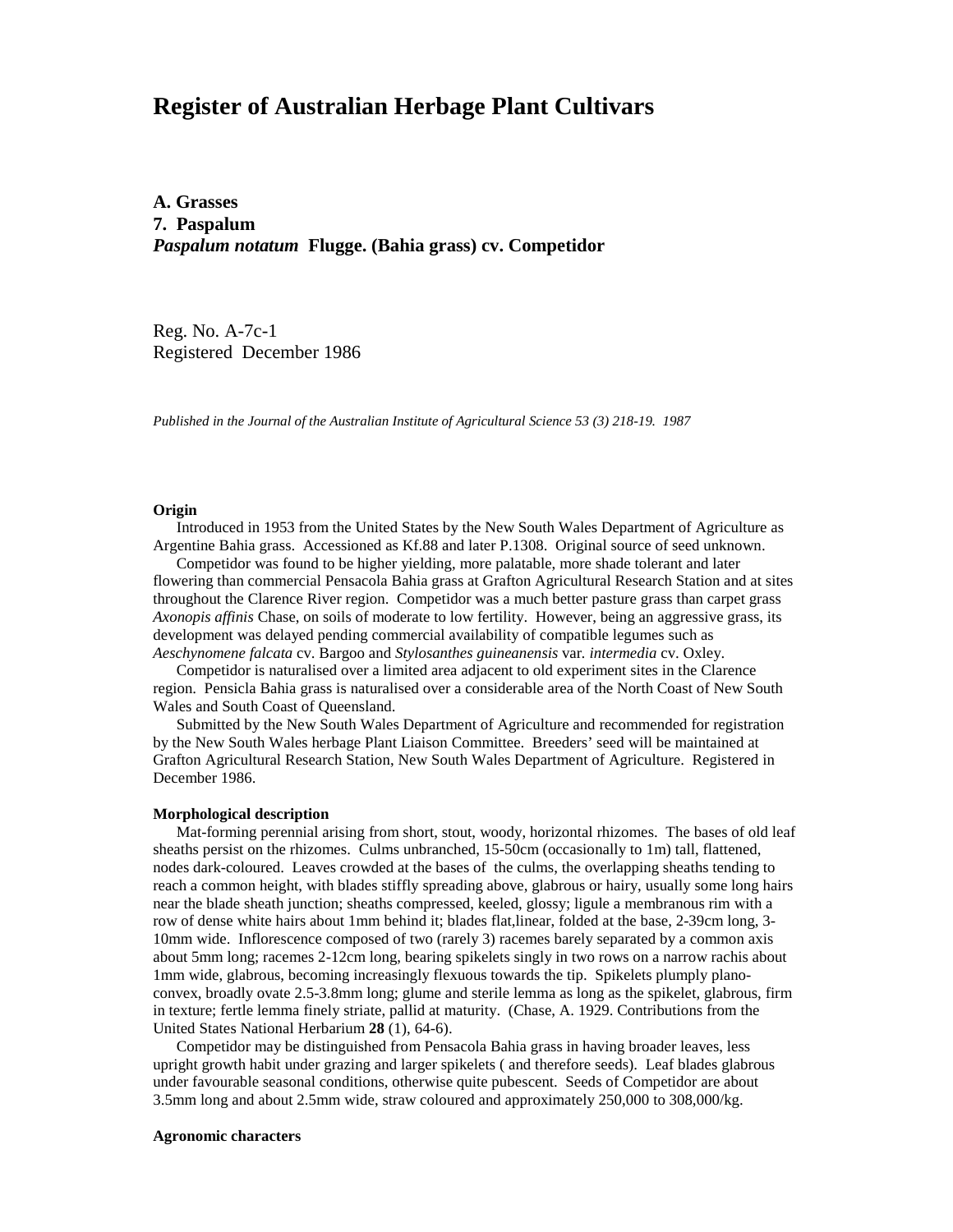# Register of Australian Herbage Plant Cultivars

**A. Grasses**
**7. Paspalum**
***Paspalum notatum* Flugge. (Bahia grass) cv. Competidor**

Reg. No. A-7c-1
Registered December 1986

*Published in the Journal of the Australian Institute of Agricultural Science 53 (3) 218-19. 1987*

**Origin**

Introduced in 1953 from the United States by the New South Wales Department of Agriculture as Argentine Bahia grass. Accessioned as Kf.88 and later P.1308. Original source of seed unknown.

Competidor was found to be higher yielding, more palatable, more shade tolerant and later flowering than commercial Pensacola Bahia grass at Grafton Agricultural Research Station and at sites throughout the Clarence River region. Competidor was a much better pasture grass than carpet grass *Axonopis affinis* Chase, on soils of moderate to low fertility. However, being an aggressive grass, its development was delayed pending commercial availability of compatible legumes such as *Aeschynomene falcata* cv. Bargoo and *Stylosanthes guineanensis* var. *intermedia* cv. Oxley.

Competidor is naturalised over a limited area adjacent to old experiment sites in the Clarence region. Pensicla Bahia grass is naturalised over a considerable area of the North Coast of New South Wales and South Coast of Queensland.

Submitted by the New South Wales Department of Agriculture and recommended for registration by the New South Wales herbage Plant Liaison Committee. Breeders' seed will be maintained at Grafton Agricultural Research Station, New South Wales Department of Agriculture. Registered in December 1986.

**Morphological description**

Mat-forming perennial arising from short, stout, woody, horizontal rhizomes. The bases of old leaf sheaths persist on the rhizomes. Culms unbranched, 15-50cm (occasionally to 1m) tall, flattened, nodes dark-coloured. Leaves crowded at the bases of the culms, the overlapping sheaths tending to reach a common height, with blades stiffly spreading above, glabrous or hairy, usually some long hairs near the blade sheath junction; sheaths compressed, keeled, glossy; ligule a membranous rim with a row of dense white hairs about 1mm behind it; blades flat,linear, folded at the base, 2-39cm long, 3-10mm wide. Inflorescence composed of two (rarely 3) racemes barely separated by a common axis about 5mm long; racemes 2-12cm long, bearing spikelets singly in two rows on a narrow rachis about 1mm wide, glabrous, becoming increasingly flexuous towards the tip. Spikelets plumply plano-convex, broadly ovate 2.5-3.8mm long; glume and sterile lemma as long as the spikelet, glabrous, firm in texture; fertle lemma finely striate, pallid at maturity. (Chase, A. 1929. Contributions from the United States National Herbarium **28** (1), 64-6).

Competidor may be distinguished from Pensacola Bahia grass in having broader leaves, less upright growth habit under grazing and larger spikelets ( and therefore seeds). Leaf blades glabrous under favourable seasonal conditions, otherwise quite pubescent. Seeds of Competidor are about 3.5mm long and about 2.5mm wide, straw coloured and approximately 250,000 to 308,000/kg.

**Agronomic characters**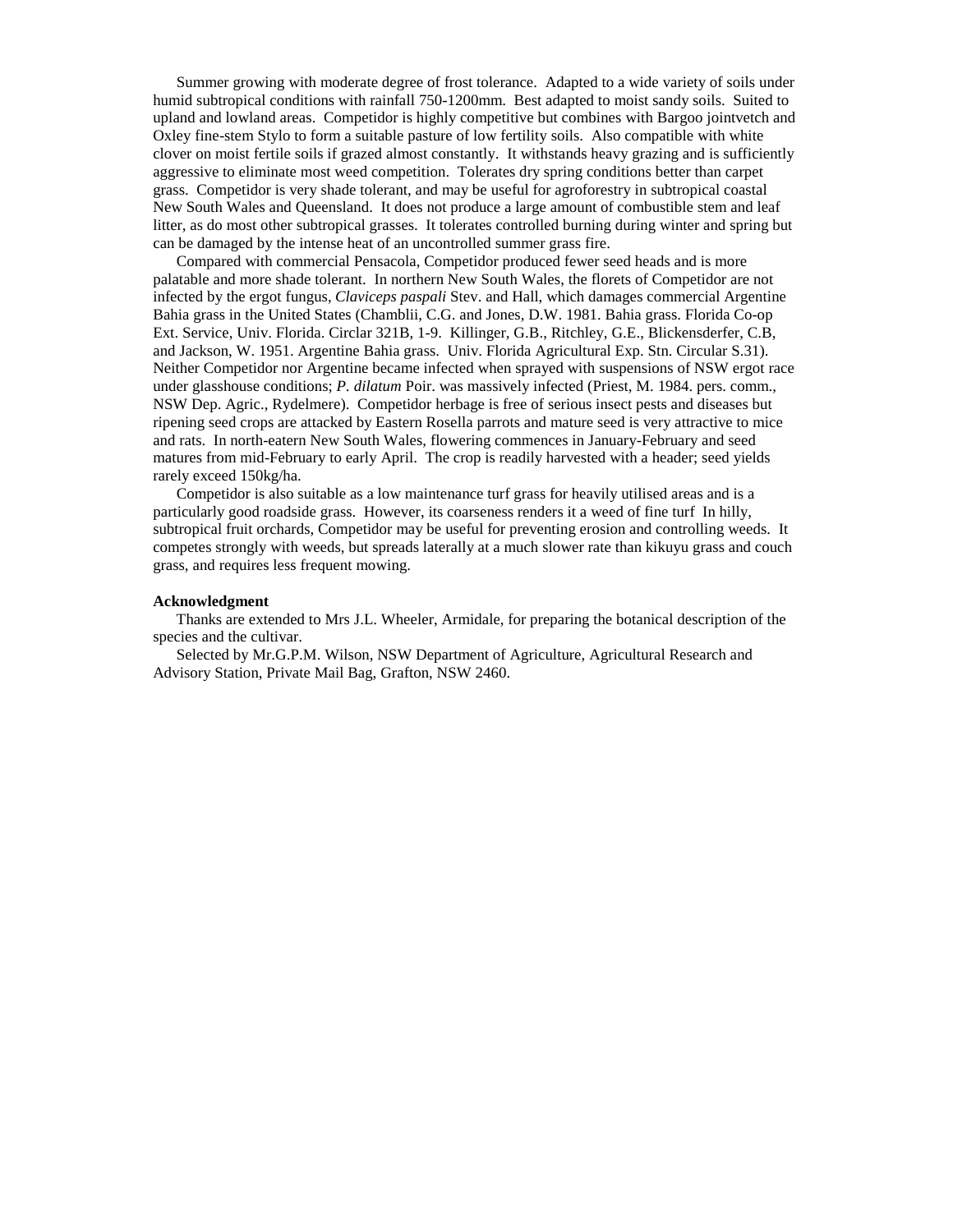Summer growing with moderate degree of frost tolerance. Adapted to a wide variety of soils under humid subtropical conditions with rainfall 750-1200mm. Best adapted to moist sandy soils. Suited to upland and lowland areas. Competidor is highly competitive but combines with Bargoo jointvetch and Oxley fine-stem Stylo to form a suitable pasture of low fertility soils. Also compatible with white clover on moist fertile soils if grazed almost constantly. It withstands heavy grazing and is sufficiently aggressive to eliminate most weed competition. Tolerates dry spring conditions better than carpet grass. Competidor is very shade tolerant, and may be useful for agroforestry in subtropical coastal New South Wales and Queensland. It does not produce a large amount of combustible stem and leaf litter, as do most other subtropical grasses. It tolerates controlled burning during winter and spring but can be damaged by the intense heat of an uncontrolled summer grass fire.

Compared with commercial Pensacola, Competidor produced fewer seed heads and is more palatable and more shade tolerant. In northern New South Wales, the florets of Competidor are not infected by the ergot fungus, *Claviceps paspali* Stev. and Hall, which damages commercial Argentine Bahia grass in the United States (Chamblii, C.G. and Jones, D.W. 1981. Bahia grass. Florida Co-op Ext. Service, Univ. Florida. Circlar 321B, 1-9. Killinger, G.B., Ritchley, G.E., Blickensderfer, C.B, and Jackson, W. 1951. Argentine Bahia grass. Univ. Florida Agricultural Exp. Stn. Circular S.31). Neither Competidor nor Argentine became infected when sprayed with suspensions of NSW ergot race under glasshouse conditions; *P. dilatum* Poir. was massively infected (Priest, M. 1984. pers. comm., NSW Dep. Agric., Rydelmere). Competidor herbage is free of serious insect pests and diseases but ripening seed crops are attacked by Eastern Rosella parrots and mature seed is very attractive to mice and rats. In north-eatern New South Wales, flowering commences in January-February and seed matures from mid-February to early April. The crop is readily harvested with a header; seed yields rarely exceed 150kg/ha.

Competidor is also suitable as a low maintenance turf grass for heavily utilised areas and is a particularly good roadside grass. However, its coarseness renders it a weed of fine turf In hilly, subtropical fruit orchards, Competidor may be useful for preventing erosion and controlling weeds. It competes strongly with weeds, but spreads laterally at a much slower rate than kikuyu grass and couch grass, and requires less frequent mowing.

**Acknowledgment**

Thanks are extended to Mrs J.L. Wheeler, Armidale, for preparing the botanical description of the species and the cultivar.

Selected by Mr.G.P.M. Wilson, NSW Department of Agriculture, Agricultural Research and Advisory Station, Private Mail Bag, Grafton, NSW 2460.